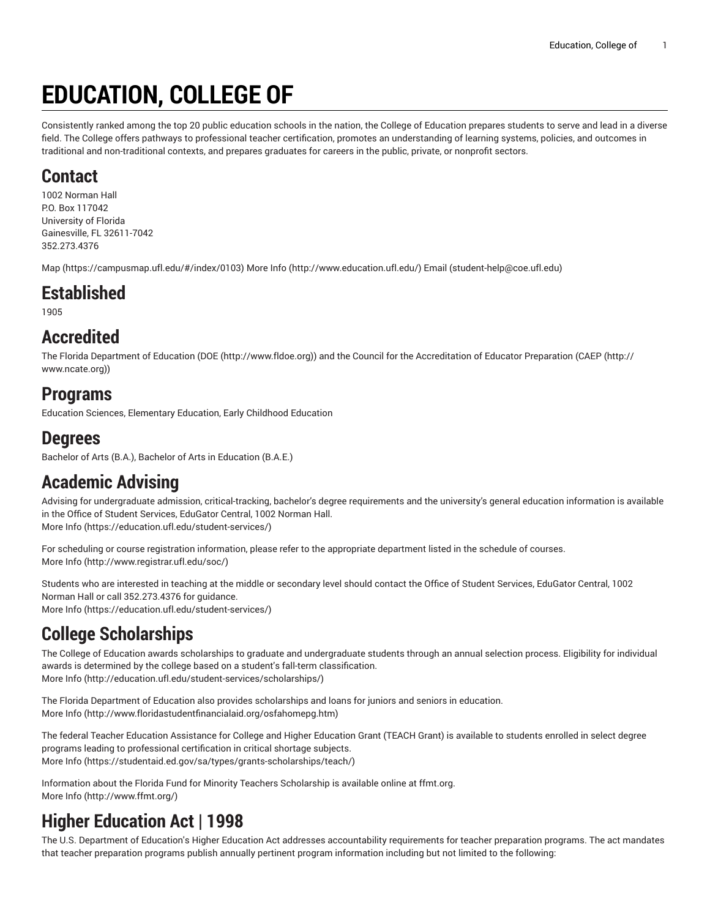# EDUCATION, COLLEGE OF

Consistently ranked among the top 20 public education schools in the nation, the College of Education prepares students to serve and lead in a diverse field. The College offers pathways to professional teacher certification, promotes an understanding of learning systems, policies, and outcomes in traditional and non-traditional contexts, and prepares graduates for careers in the public, private, or nonprofit sectors.

## Contact

1002 Norman Hall
P.O. Box 117042
University of Florida
Gainesville, FL 32611-7042
352.273.4376

Map (https://campusmap.ufl.edu/#/index/0103) More Info (http://www.education.ufl.edu/) Email (student-help@coe.ufl.edu)

## Established

1905

## Accredited

The Florida Department of Education (DOE (http://www.fldoe.org)) and the Council for the Accreditation of Educator Preparation (CAEP (http://www.ncate.org))

## Programs

Education Sciences, Elementary Education, Early Childhood Education

## Degrees

Bachelor of Arts (B.A.), Bachelor of Arts in Education (B.A.E.)

## Academic Advising

Advising for undergraduate admission, critical-tracking, bachelor's degree requirements and the university's general education information is available in the Office of Student Services, EduGator Central, 1002 Norman Hall.
More Info (https://education.ufl.edu/student-services/)

For scheduling or course registration information, please refer to the appropriate department listed in the schedule of courses.
More Info (http://www.registrar.ufl.edu/soc/)

Students who are interested in teaching at the middle or secondary level should contact the Office of Student Services, EduGator Central, 1002 Norman Hall or call 352.273.4376 for guidance.
More Info (https://education.ufl.edu/student-services/)

## College Scholarships

The College of Education awards scholarships to graduate and undergraduate students through an annual selection process. Eligibility for individual awards is determined by the college based on a student's fall-term classification.
More Info (http://education.ufl.edu/student-services/scholarships/)

The Florida Department of Education also provides scholarships and loans for juniors and seniors in education.
More Info (http://www.floridastudentfinancialaid.org/osfahomepg.htm)

The federal Teacher Education Assistance for College and Higher Education Grant (TEACH Grant) is available to students enrolled in select degree programs leading to professional certification in critical shortage subjects.
More Info (https://studentaid.ed.gov/sa/types/grants-scholarships/teach/)

Information about the Florida Fund for Minority Teachers Scholarship is available online at ffmt.org.
More Info (http://www.ffmt.org/)

## Higher Education Act | 1998

The U.S. Department of Education's Higher Education Act addresses accountability requirements for teacher preparation programs. The act mandates that teacher preparation programs publish annually pertinent program information including but not limited to the following: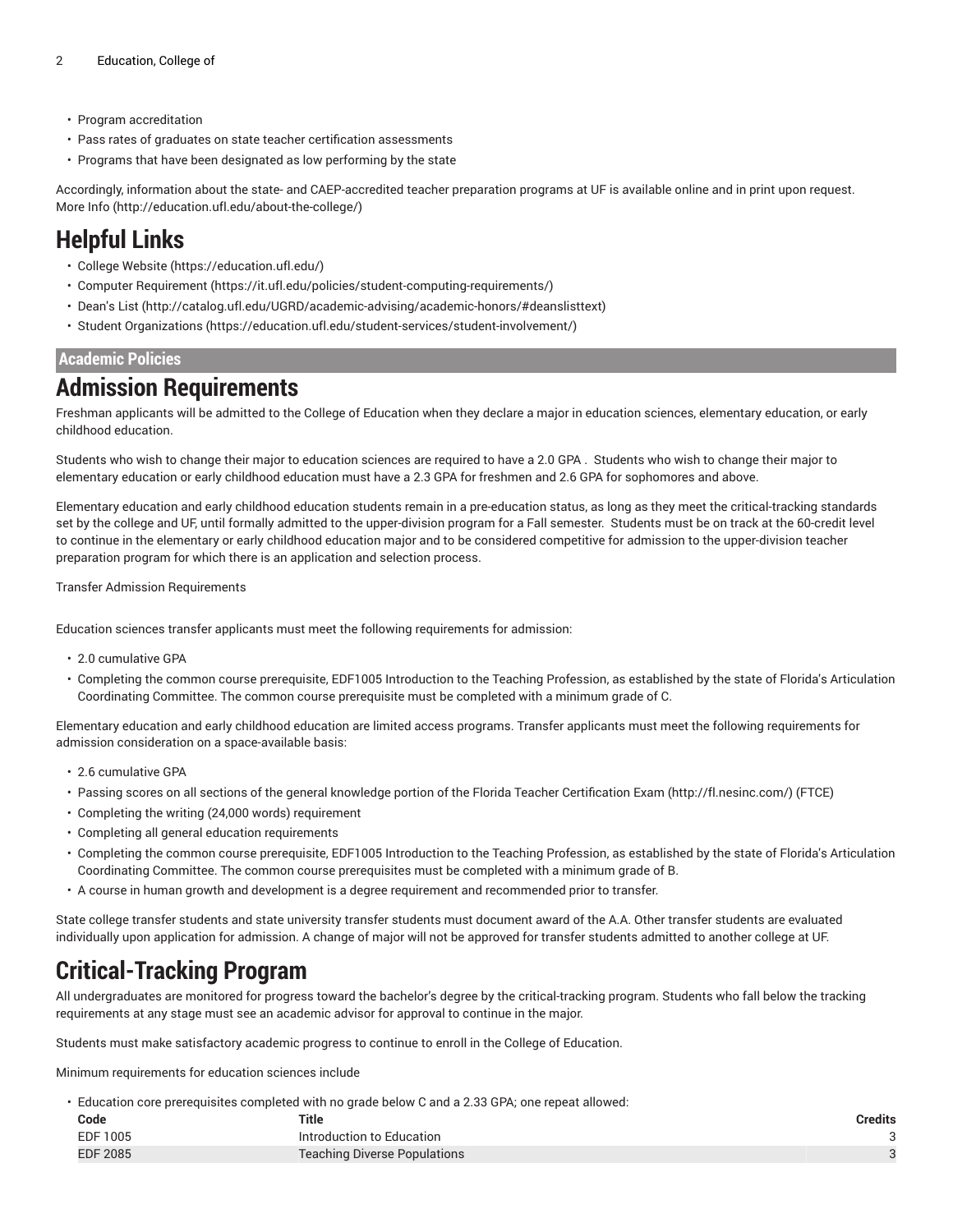- Program accreditation
- Pass rates of graduates on state teacher certification assessments
- Programs that have been designated as low performing by the state

Accordingly, information about the state- and CAEP-accredited teacher preparation programs at UF is available online and in print upon request. More Info (http://education.ufl.edu/about-the-college/)

# Helpful Links

- College Website (https://education.ufl.edu/)
- Computer Requirement (https://it.ufl.edu/policies/student-computing-requirements/)
- Dean's List (http://catalog.ufl.edu/UGRD/academic-advising/academic-honors/#deanslisttext)
- Student Organizations (https://education.ufl.edu/student-services/student-involvement/)

**Academic Policies**

# Admission Requirements

Freshman applicants will be admitted to the College of Education when they declare a major in education sciences, elementary education, or early childhood education.

Students who wish to change their major to education sciences are required to have a 2.0 GPA . Students who wish to change their major to elementary education or early childhood education must have a 2.3 GPA for freshmen and 2.6 GPA for sophomores and above.

Elementary education and early childhood education students remain in a pre-education status, as long as they meet the critical-tracking standards set by the college and UF, until formally admitted to the upper-division program for a Fall semester. Students must be on track at the 60-credit level to continue in the elementary or early childhood education major and to be considered competitive for admission to the upper-division teacher preparation program for which there is an application and selection process.

Transfer Admission Requirements

Education sciences transfer applicants must meet the following requirements for admission:

- 2.0 cumulative GPA
- Completing the common course prerequisite, EDF1005 Introduction to the Teaching Profession, as established by the state of Florida's Articulation Coordinating Committee. The common course prerequisite must be completed with a minimum grade of C.

Elementary education and early childhood education are limited access programs. Transfer applicants must meet the following requirements for admission consideration on a space-available basis:

- 2.6 cumulative GPA
- Passing scores on all sections of the general knowledge portion of the Florida Teacher Certification Exam (http://fl.nesinc.com/) (FTCE)
- Completing the writing (24,000 words) requirement
- Completing all general education requirements
- Completing the common course prerequisite, EDF1005 Introduction to the Teaching Profession, as established by the state of Florida's Articulation Coordinating Committee. The common course prerequisites must be completed with a minimum grade of B.
- A course in human growth and development is a degree requirement and recommended prior to transfer.

State college transfer students and state university transfer students must document award of the A.A. Other transfer students are evaluated individually upon application for admission. A change of major will not be approved for transfer students admitted to another college at UF.

# Critical-Tracking Program

All undergraduates are monitored for progress toward the bachelor's degree by the critical-tracking program. Students who fall below the tracking requirements at any stage must see an academic advisor for approval to continue in the major.

Students must make satisfactory academic progress to continue to enroll in the College of Education.

Minimum requirements for education sciences include

- Education core prerequisites completed with no grade below C and a 2.33 GPA; one repeat allowed:

| Code | Title | Credits |
|---|---|---|
| EDF 1005 | Introduction to Education | 3 |
| EDF 2085 | Teaching Diverse Populations | 3 |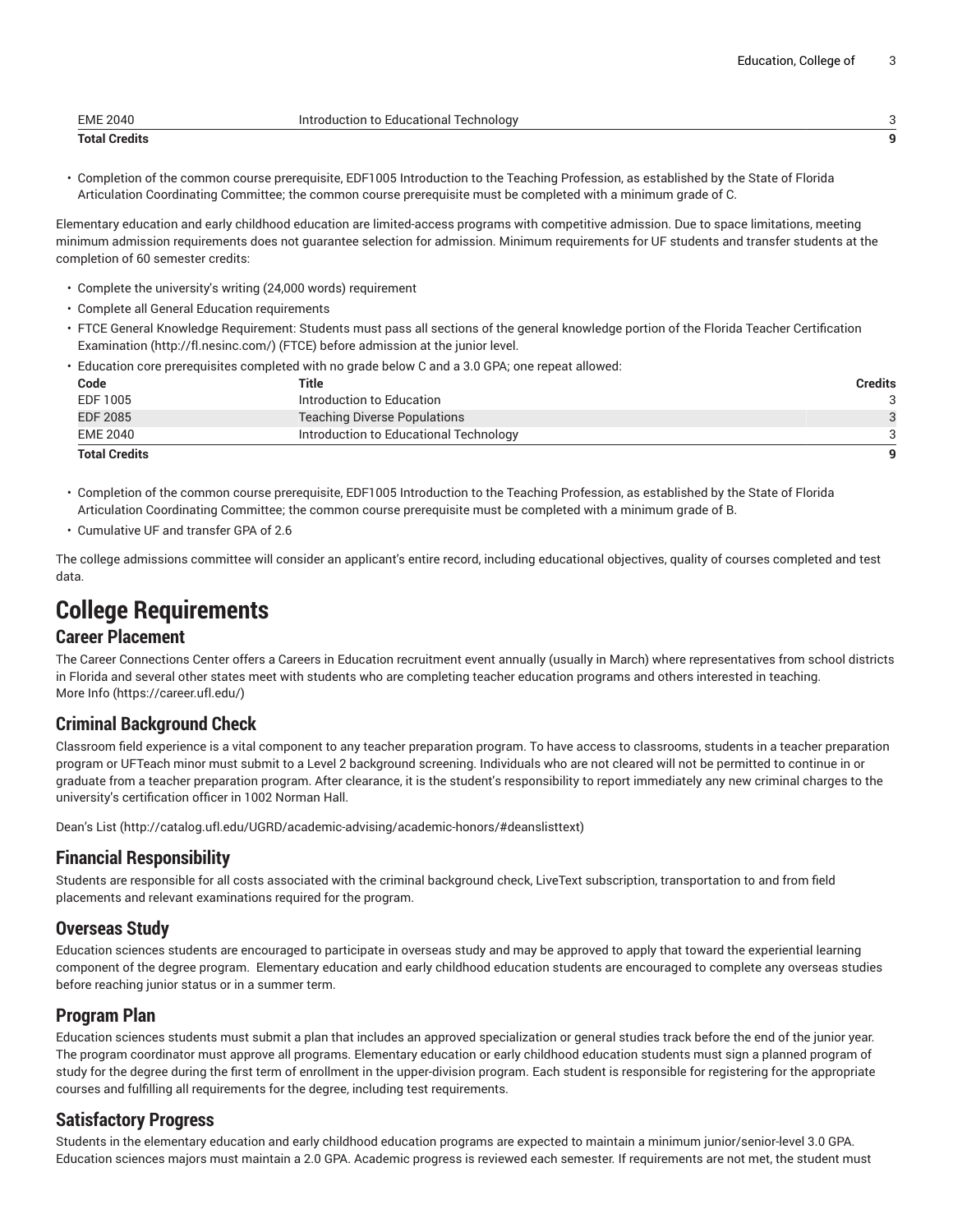| EME 2040 | Introduction to Educational Technology | 3 |
| --- | --- | --- |
| **Total Credits** | | **9** |

- Completion of the common course prerequisite, EDF1005 Introduction to the Teaching Profession, as established by the State of Florida Articulation Coordinating Committee; the common course prerequisite must be completed with a minimum grade of C.

Elementary education and early childhood education are limited-access programs with competitive admission. Due to space limitations, meeting minimum admission requirements does not guarantee selection for admission. Minimum requirements for UF students and transfer students at the completion of 60 semester credits:

- Complete the university's writing (24,000 words) requirement
- Complete all General Education requirements
- FTCE General Knowledge Requirement: Students must pass all sections of the general knowledge portion of the Florida Teacher Certification Examination (http://fl.nesinc.com/) (FTCE) before admission at the junior level.
- Education core prerequisites completed with no grade below C and a 3.0 GPA; one repeat allowed:

| Code | Title | Credits |
| --- | --- | --- |
| EDF 1005 | Introduction to Education | 3 |
| EDF 2085 | Teaching Diverse Populations | 3 |
| EME 2040 | Introduction to Educational Technology | 3 |
| **Total Credits** | | **9** |

- Completion of the common course prerequisite, EDF1005 Introduction to the Teaching Profession, as established by the State of Florida Articulation Coordinating Committee; the common course prerequisite must be completed with a minimum grade of B.
- Cumulative UF and transfer GPA of 2.6

The college admissions committee will consider an applicant's entire record, including educational objectives, quality of courses completed and test data.

# College Requirements

## Career Placement

The Career Connections Center offers a Careers in Education recruitment event annually (usually in March) where representatives from school districts in Florida and several other states meet with students who are completing teacher education programs and others interested in teaching.
More Info (https://career.ufl.edu/)

## Criminal Background Check

Classroom field experience is a vital component to any teacher preparation program. To have access to classrooms, students in a teacher preparation program or UFTeach minor must submit to a Level 2 background screening. Individuals who are not cleared will not be permitted to continue in or graduate from a teacher preparation program. After clearance, it is the student's responsibility to report immediately any new criminal charges to the university's certification officer in 1002 Norman Hall.

Dean's List (http://catalog.ufl.edu/UGRD/academic-advising/academic-honors/#deanslisttext)

## Financial Responsibility

Students are responsible for all costs associated with the criminal background check, LiveText subscription, transportation to and from field placements and relevant examinations required for the program.

## Overseas Study

Education sciences students are encouraged to participate in overseas study and may be approved to apply that toward the experiential learning component of the degree program. Elementary education and early childhood education students are encouraged to complete any overseas studies before reaching junior status or in a summer term.

## Program Plan

Education sciences students must submit a plan that includes an approved specialization or general studies track before the end of the junior year. The program coordinator must approve all programs. Elementary education or early childhood education students must sign a planned program of study for the degree during the first term of enrollment in the upper-division program. Each student is responsible for registering for the appropriate courses and fulfilling all requirements for the degree, including test requirements.

## Satisfactory Progress

Students in the elementary education and early childhood education programs are expected to maintain a minimum junior/senior-level 3.0 GPA. Education sciences majors must maintain a 2.0 GPA. Academic progress is reviewed each semester. If requirements are not met, the student must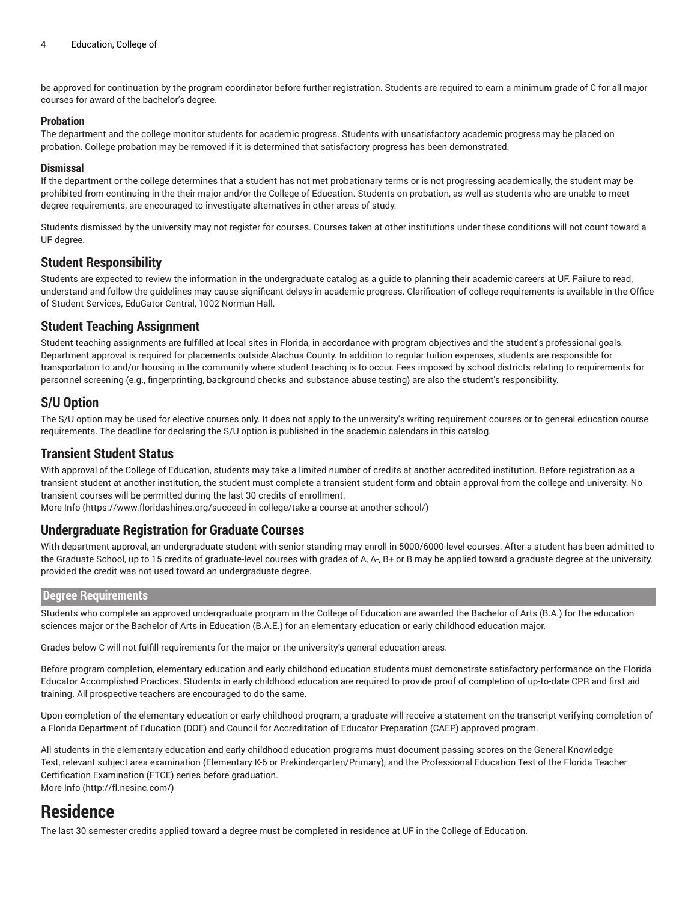be approved for continuation by the program coordinator before further registration. Students are required to earn a minimum grade of C for all major courses for award of the bachelor's degree.

#### Probation

The department and the college monitor students for academic progress. Students with unsatisfactory academic progress may be placed on probation. College probation may be removed if it is determined that satisfactory progress has been demonstrated.

#### Dismissal

If the department or the college determines that a student has not met probationary terms or is not progressing academically, the student may be prohibited from continuing in the their major and/or the College of Education. Students on probation, as well as students who are unable to meet degree requirements, are encouraged to investigate alternatives in other areas of study.

Students dismissed by the university may not register for courses. Courses taken at other institutions under these conditions will not count toward a UF degree.

### Student Responsibility

Students are expected to review the information in the undergraduate catalog as a guide to planning their academic careers at UF. Failure to read, understand and follow the guidelines may cause significant delays in academic progress. Clarification of college requirements is available in the Office of Student Services, EduGator Central, 1002 Norman Hall.

### Student Teaching Assignment

Student teaching assignments are fulfilled at local sites in Florida, in accordance with program objectives and the student's professional goals. Department approval is required for placements outside Alachua County. In addition to regular tuition expenses, students are responsible for transportation to and/or housing in the community where student teaching is to occur. Fees imposed by school districts relating to requirements for personnel screening (e.g., fingerprinting, background checks and substance abuse testing) are also the student's responsibility.

### S/U Option

The S/U option may be used for elective courses only. It does not apply to the university's writing requirement courses or to general education course requirements. The deadline for declaring the S/U option is published in the academic calendars in this catalog.

### Transient Student Status

With approval of the College of Education, students may take a limited number of credits at another accredited institution. Before registration as a transient student at another institution, the student must complete a transient student form and obtain approval from the college and university. No transient courses will be permitted during the last 30 credits of enrollment.
More Info (https://www.floridashines.org/succeed-in-college/take-a-course-at-another-school/)

### Undergraduate Registration for Graduate Courses

With department approval, an undergraduate student with senior standing may enroll in 5000/6000-level courses. After a student has been admitted to the Graduate School, up to 15 credits of graduate-level courses with grades of A, A-, B+ or B may be applied toward a graduate degree at the university, provided the credit was not used toward an undergraduate degree.

## Degree Requirements

Students who complete an approved undergraduate program in the College of Education are awarded the Bachelor of Arts (B.A.) for the education sciences major or the Bachelor of Arts in Education (B.A.E.) for an elementary education or early childhood education major.

Grades below C will not fulfill requirements for the major or the university's general education areas.

Before program completion, elementary education and early childhood education students must demonstrate satisfactory performance on the Florida Educator Accomplished Practices. Students in early childhood education are required to provide proof of completion of up-to-date CPR and first aid training. All prospective teachers are encouraged to do the same.

Upon completion of the elementary education or early childhood program, a graduate will receive a statement on the transcript verifying completion of a Florida Department of Education (DOE) and Council for Accreditation of Educator Preparation (CAEP) approved program.

All students in the elementary education and early childhood education programs must document passing scores on the General Knowledge Test, relevant subject area examination (Elementary K-6 or Prekindergarten/Primary), and the Professional Education Test of the Florida Teacher Certification Examination (FTCE) series before graduation.
More Info (http://fl.nesinc.com/)

# Residence

The last 30 semester credits applied toward a degree must be completed in residence at UF in the College of Education.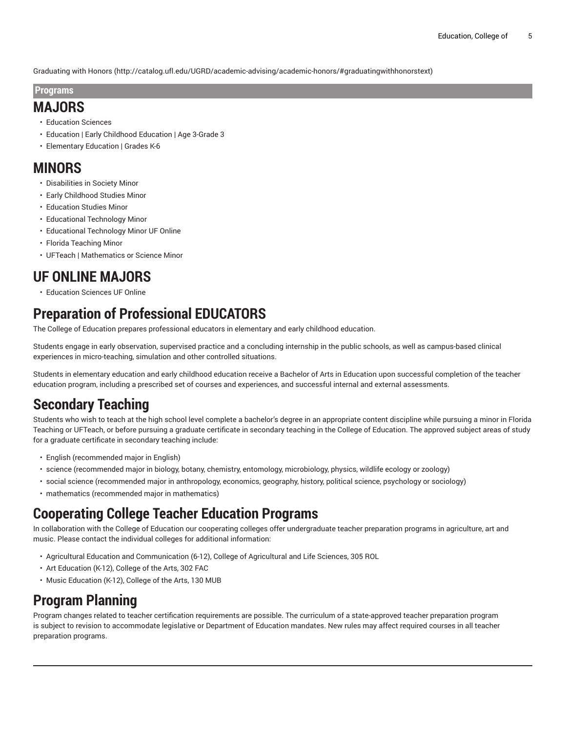Graduating with Honors (http://catalog.ufl.edu/UGRD/academic-advising/academic-honors/#graduatingwithhonorstext)

**Programs**

## MAJORS

- Education Sciences
- Education | Early Childhood Education | Age 3-Grade 3
- Elementary Education | Grades K-6

## MINORS

- Disabilities in Society Minor
- Early Childhood Studies Minor
- Education Studies Minor
- Educational Technology Minor
- Educational Technology Minor UF Online
- Florida Teaching Minor
- UFTeach | Mathematics or Science Minor

## UF ONLINE MAJORS

- Education Sciences UF Online

## Preparation of Professional EDUCATORS

The College of Education prepares professional educators in elementary and early childhood education.

Students engage in early observation, supervised practice and a concluding internship in the public schools, as well as campus-based clinical experiences in micro-teaching, simulation and other controlled situations.

Students in elementary education and early childhood education receive a Bachelor of Arts in Education upon successful completion of the teacher education program, including a prescribed set of courses and experiences, and successful internal and external assessments.

## Secondary Teaching

Students who wish to teach at the high school level complete a bachelor's degree in an appropriate content discipline while pursuing a minor in Florida Teaching or UFTeach, or before pursuing a graduate certificate in secondary teaching in the College of Education. The approved subject areas of study for a graduate certificate in secondary teaching include:

- English (recommended major in English)
- science (recommended major in biology, botany, chemistry, entomology, microbiology, physics, wildlife ecology or zoology)
- social science (recommended major in anthropology, economics, geography, history, political science, psychology or sociology)
- mathematics (recommended major in mathematics)

## Cooperating College Teacher Education Programs

In collaboration with the College of Education our cooperating colleges offer undergraduate teacher preparation programs in agriculture, art and music. Please contact the individual colleges for additional information:

- Agricultural Education and Communication (6-12), College of Agricultural and Life Sciences, 305 ROL
- Art Education (K-12), College of the Arts, 302 FAC
- Music Education (K-12), College of the Arts, 130 MUB

## Program Planning

Program changes related to teacher certification requirements are possible. The curriculum of a state-approved teacher preparation program is subject to revision to accommodate legislative or Department of Education mandates. New rules may affect required courses in all teacher preparation programs.